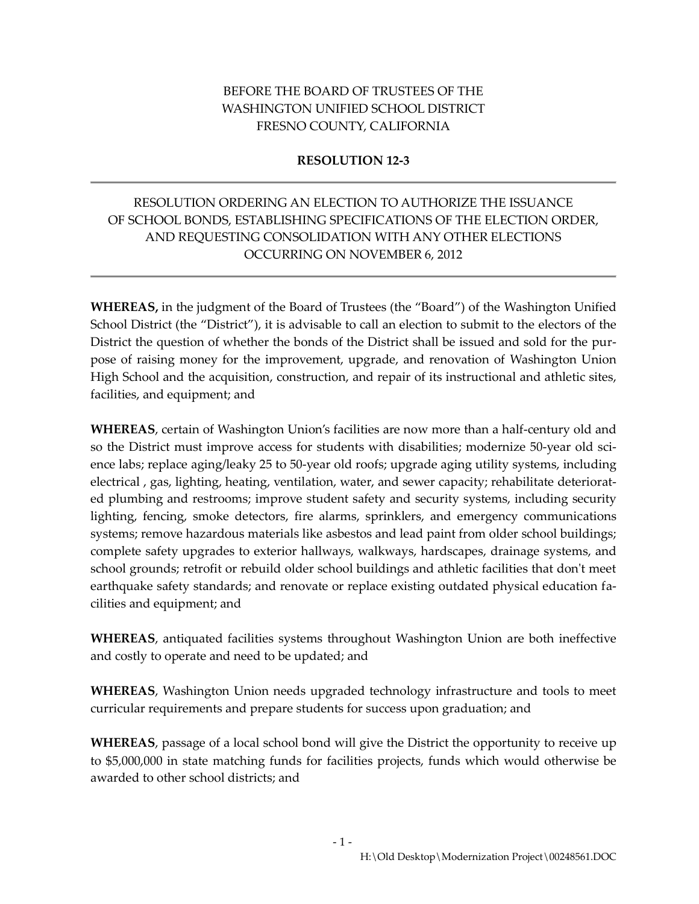BEFORE THE BOARD OF TRUSTEES OF THE
WASHINGTON UNIFIED SCHOOL DISTRICT
FRESNO COUNTY, CALIFORNIA

**RESOLUTION 12-3**

---

RESOLUTION ORDERING AN ELECTION TO AUTHORIZE THE ISSUANCE OF SCHOOL BONDS, ESTABLISHING SPECIFICATIONS OF THE ELECTION ORDER, AND REQUESTING CONSOLIDATION WITH ANY OTHER ELECTIONS OCCURRING ON NOVEMBER 6, 2012

---

**WHEREAS,** in the judgment of the Board of Trustees (the "Board") of the Washington Unified School District (the "District"), it is advisable to call an election to submit to the electors of the District the question of whether the bonds of the District shall be issued and sold for the purpose of raising money for the improvement, upgrade, and renovation of Washington Union High School and the acquisition, construction, and repair of its instructional and athletic sites, facilities, and equipment; and

**WHEREAS**, certain of Washington Union's facilities are now more than a half-century old and so the District must improve access for students with disabilities; modernize 50-year old science labs; replace aging/leaky 25 to 50-year old roofs; upgrade aging utility systems, including electrical , gas, lighting, heating, ventilation, water, and sewer capacity; rehabilitate deteriorated plumbing and restrooms; improve student safety and security systems, including security lighting, fencing, smoke detectors, fire alarms, sprinklers, and emergency communications systems; remove hazardous materials like asbestos and lead paint from older school buildings; complete safety upgrades to exterior hallways, walkways, hardscapes, drainage systems, and school grounds; retrofit or rebuild older school buildings and athletic facilities that don't meet earthquake safety standards; and renovate or replace existing outdated physical education facilities and equipment; and

**WHEREAS**, antiquated facilities systems throughout Washington Union are both ineffective and costly to operate and need to be updated; and

**WHEREAS**, Washington Union needs upgraded technology infrastructure and tools to meet curricular requirements and prepare students for success upon graduation; and

**WHEREAS**, passage of a local school bond will give the District the opportunity to receive up to $5,000,000 in state matching funds for facilities projects, funds which would otherwise be awarded to other school districts; and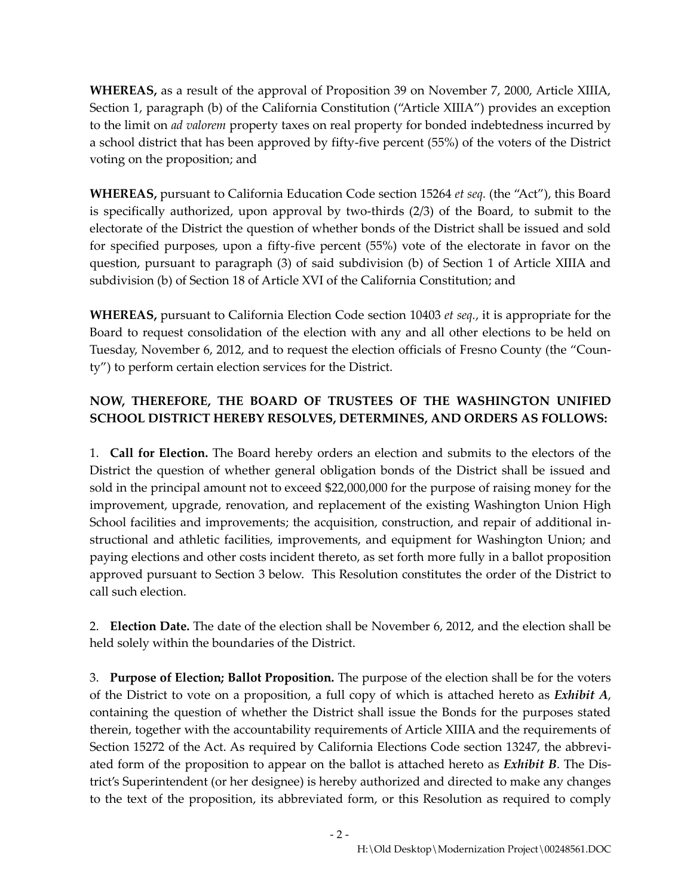**WHEREAS,** as a result of the approval of Proposition 39 on November 7, 2000, Article XIIIA, Section 1, paragraph (b) of the California Constitution ("Article XIIIA") provides an exception to the limit on *ad valorem* property taxes on real property for bonded indebtedness incurred by a school district that has been approved by fifty-five percent (55%) of the voters of the District voting on the proposition; and

**WHEREAS,** pursuant to California Education Code section 15264 *et seq.* (the "Act"), this Board is specifically authorized, upon approval by two-thirds (2/3) of the Board, to submit to the electorate of the District the question of whether bonds of the District shall be issued and sold for specified purposes, upon a fifty-five percent (55%) vote of the electorate in favor on the question, pursuant to paragraph (3) of said subdivision (b) of Section 1 of Article XIIIA and subdivision (b) of Section 18 of Article XVI of the California Constitution; and

**WHEREAS,** pursuant to California Election Code section 10403 *et seq.*, it is appropriate for the Board to request consolidation of the election with any and all other elections to be held on Tuesday, November 6, 2012, and to request the election officials of Fresno County (the "County") to perform certain election services for the District.

**NOW, THEREFORE, THE BOARD OF TRUSTEES OF THE WASHINGTON UNIFIED SCHOOL DISTRICT HEREBY RESOLVES, DETERMINES, AND ORDERS AS FOLLOWS:**

1. **Call for Election.** The Board hereby orders an election and submits to the electors of the District the question of whether general obligation bonds of the District shall be issued and sold in the principal amount not to exceed $22,000,000 for the purpose of raising money for the improvement, upgrade, renovation, and replacement of the existing Washington Union High School facilities and improvements; the acquisition, construction, and repair of additional instructional and athletic facilities, improvements, and equipment for Washington Union; and paying elections and other costs incident thereto, as set forth more fully in a ballot proposition approved pursuant to Section 3 below. This Resolution constitutes the order of the District to call such election.

2. **Election Date.** The date of the election shall be November 6, 2012, and the election shall be held solely within the boundaries of the District.

3. **Purpose of Election; Ballot Proposition.** The purpose of the election shall be for the voters of the District to vote on a proposition, a full copy of which is attached hereto as ***Exhibit A***, containing the question of whether the District shall issue the Bonds for the purposes stated therein, together with the accountability requirements of Article XIIIA and the requirements of Section 15272 of the Act. As required by California Elections Code section 13247, the abbreviated form of the proposition to appear on the ballot is attached hereto as ***Exhibit B***. The District's Superintendent (or her designee) is hereby authorized and directed to make any changes to the text of the proposition, its abbreviated form, or this Resolution as required to comply

H:\Old Desktop\Modernization Project\00248561.DOC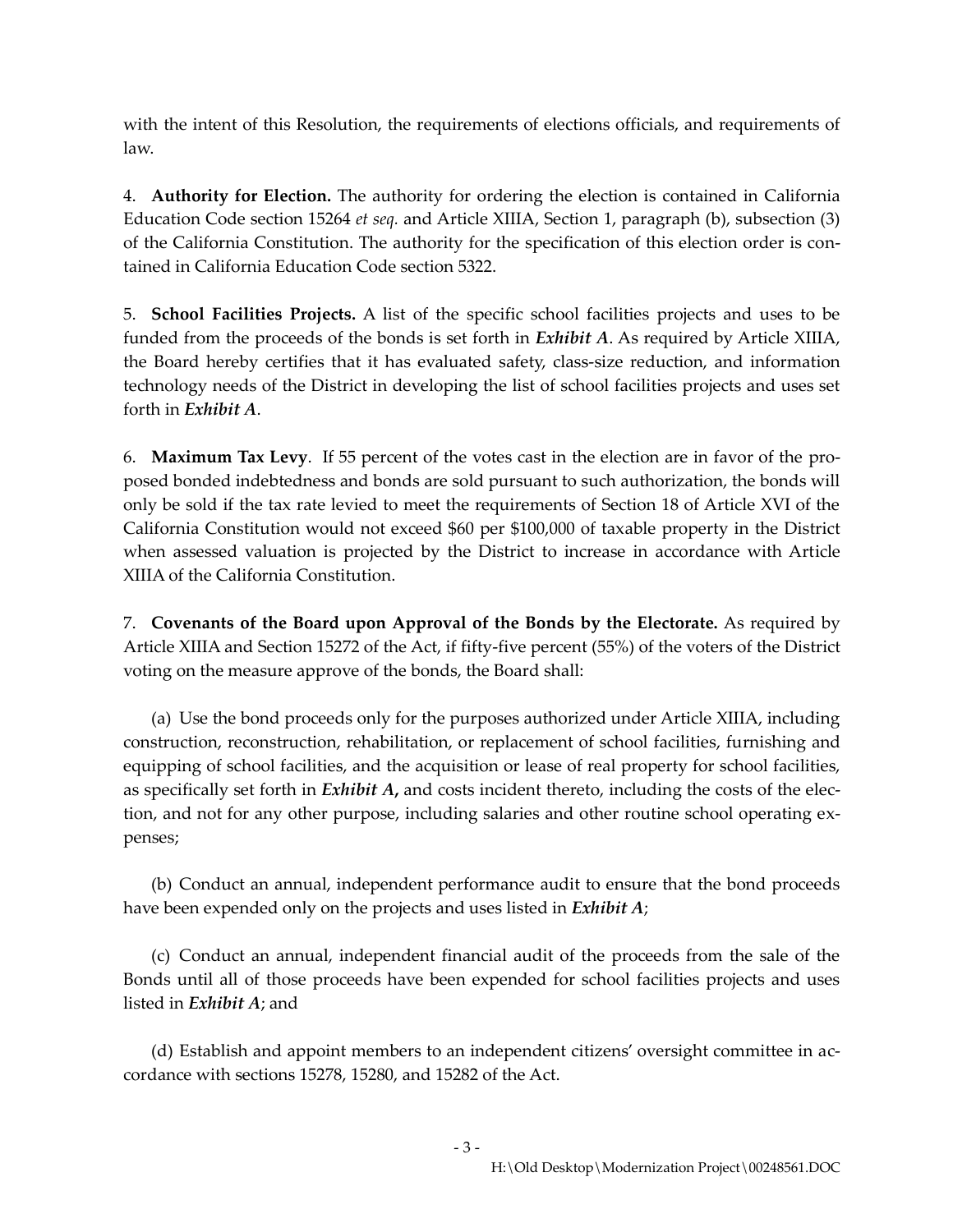with the intent of this Resolution, the requirements of elections officials, and requirements of law.

4. **Authority for Election.** The authority for ordering the election is contained in California Education Code section 15264 *et seq.* and Article XIIIA, Section 1, paragraph (b), subsection (3) of the California Constitution. The authority for the specification of this election order is contained in California Education Code section 5322.

5. **School Facilities Projects.** A list of the specific school facilities projects and uses to be funded from the proceeds of the bonds is set forth in ***Exhibit A***. As required by Article XIIIA, the Board hereby certifies that it has evaluated safety, class-size reduction, and information technology needs of the District in developing the list of school facilities projects and uses set forth in ***Exhibit A***.

6. **Maximum Tax Levy**. If 55 percent of the votes cast in the election are in favor of the proposed bonded indebtedness and bonds are sold pursuant to such authorization, the bonds will only be sold if the tax rate levied to meet the requirements of Section 18 of Article XVI of the California Constitution would not exceed $60 per $100,000 of taxable property in the District when assessed valuation is projected by the District to increase in accordance with Article XIIIA of the California Constitution.

7. **Covenants of the Board upon Approval of the Bonds by the Electorate.** As required by Article XIIIA and Section 15272 of the Act, if fifty-five percent (55%) of the voters of the District voting on the measure approve of the bonds, the Board shall:

(a) Use the bond proceeds only for the purposes authorized under Article XIIIA, including construction, reconstruction, rehabilitation, or replacement of school facilities, furnishing and equipping of school facilities, and the acquisition or lease of real property for school facilities, as specifically set forth in ***Exhibit A*,** and costs incident thereto, including the costs of the election, and not for any other purpose, including salaries and other routine school operating expenses;

(b) Conduct an annual, independent performance audit to ensure that the bond proceeds have been expended only on the projects and uses listed in ***Exhibit A***;

(c) Conduct an annual, independent financial audit of the proceeds from the sale of the Bonds until all of those proceeds have been expended for school facilities projects and uses listed in ***Exhibit A***; and

(d) Establish and appoint members to an independent citizens' oversight committee in accordance with sections 15278, 15280, and 15282 of the Act.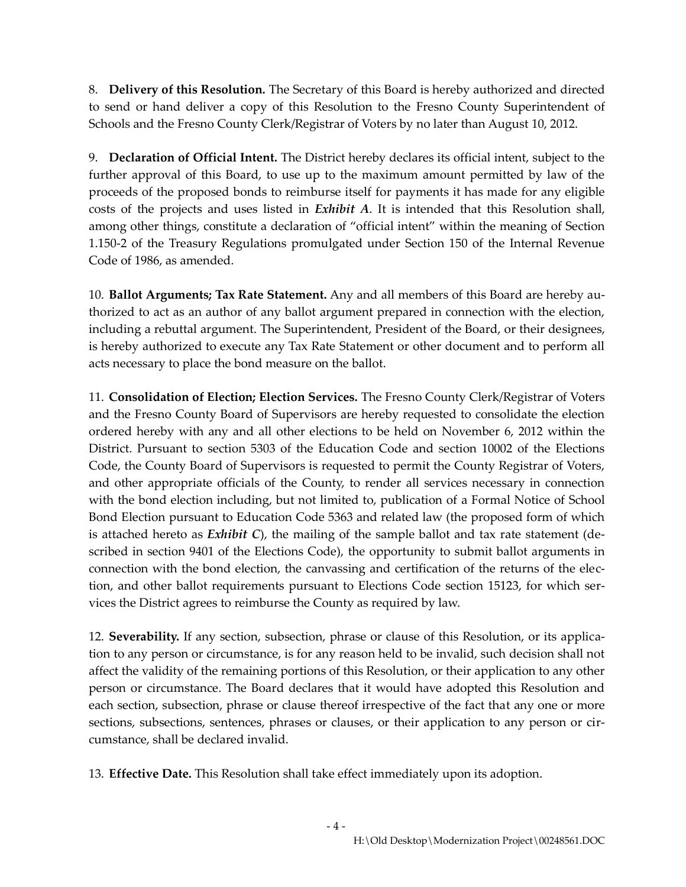8. **Delivery of this Resolution.** The Secretary of this Board is hereby authorized and directed to send or hand deliver a copy of this Resolution to the Fresno County Superintendent of Schools and the Fresno County Clerk/Registrar of Voters by no later than August 10, 2012.

9. **Declaration of Official Intent.** The District hereby declares its official intent, subject to the further approval of this Board, to use up to the maximum amount permitted by law of the proceeds of the proposed bonds to reimburse itself for payments it has made for any eligible costs of the projects and uses listed in ***Exhibit A***. It is intended that this Resolution shall, among other things, constitute a declaration of "official intent" within the meaning of Section 1.150-2 of the Treasury Regulations promulgated under Section 150 of the Internal Revenue Code of 1986, as amended.

10. **Ballot Arguments; Tax Rate Statement.** Any and all members of this Board are hereby authorized to act as an author of any ballot argument prepared in connection with the election, including a rebuttal argument. The Superintendent, President of the Board, or their designees, is hereby authorized to execute any Tax Rate Statement or other document and to perform all acts necessary to place the bond measure on the ballot.

11. **Consolidation of Election; Election Services.** The Fresno County Clerk/Registrar of Voters and the Fresno County Board of Supervisors are hereby requested to consolidate the election ordered hereby with any and all other elections to be held on November 6, 2012 within the District. Pursuant to section 5303 of the Education Code and section 10002 of the Elections Code, the County Board of Supervisors is requested to permit the County Registrar of Voters, and other appropriate officials of the County, to render all services necessary in connection with the bond election including, but not limited to, publication of a Formal Notice of School Bond Election pursuant to Education Code 5363 and related law (the proposed form of which is attached hereto as ***Exhibit C***), the mailing of the sample ballot and tax rate statement (described in section 9401 of the Elections Code), the opportunity to submit ballot arguments in connection with the bond election, the canvassing and certification of the returns of the election, and other ballot requirements pursuant to Elections Code section 15123, for which services the District agrees to reimburse the County as required by law.

12. **Severability.** If any section, subsection, phrase or clause of this Resolution, or its application to any person or circumstance, is for any reason held to be invalid, such decision shall not affect the validity of the remaining portions of this Resolution, or their application to any other person or circumstance. The Board declares that it would have adopted this Resolution and each section, subsection, phrase or clause thereof irrespective of the fact that any one or more sections, subsections, sentences, phrases or clauses, or their application to any person or circumstance, shall be declared invalid.

13. **Effective Date.** This Resolution shall take effect immediately upon its adoption.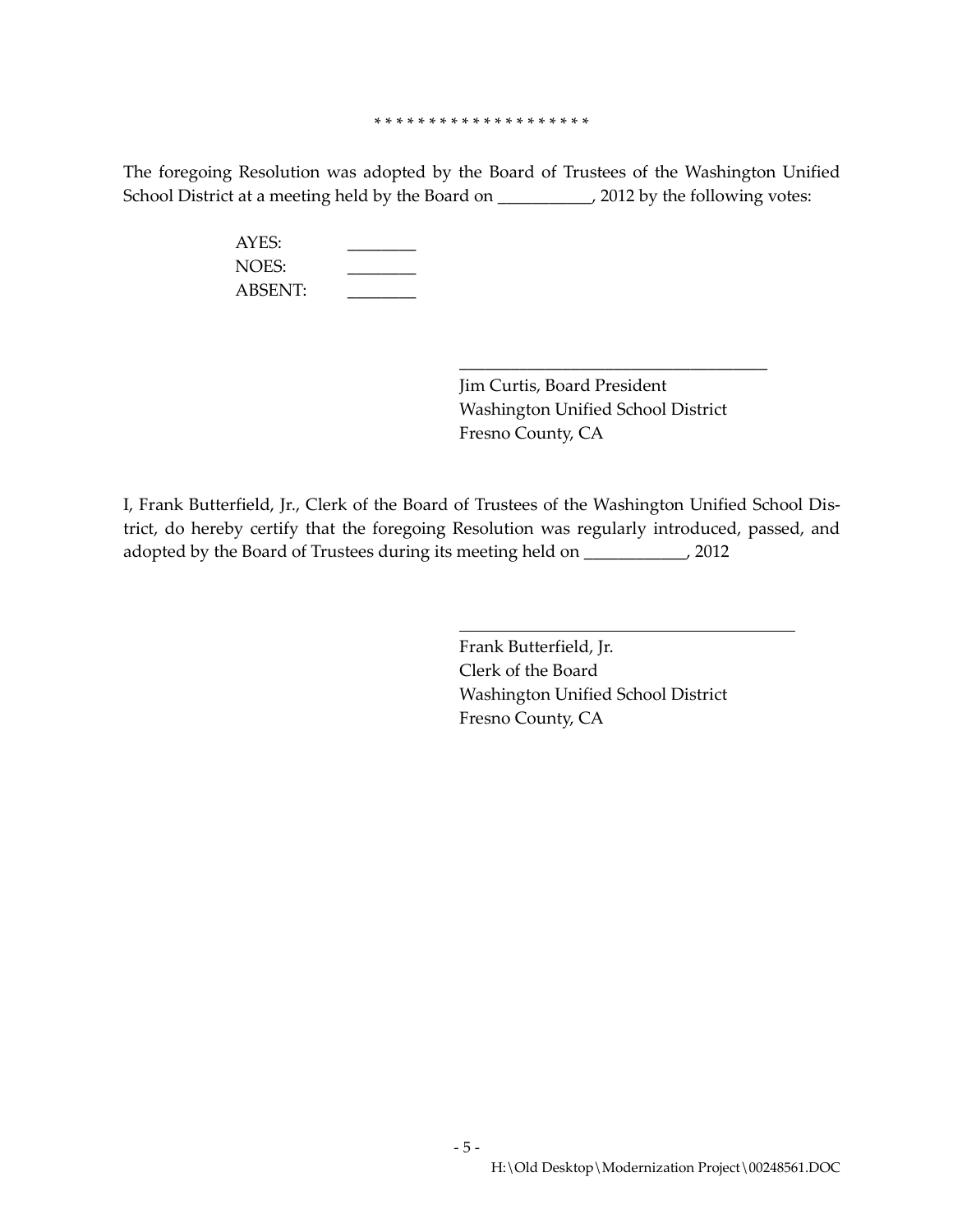* * * * * * * * * * * * * * * * * * * *

The foregoing Resolution was adopted by the Board of Trustees of the Washington Unified School District at a meeting held by the Board on ___________, 2012 by the following votes:

AYES: ________
NOES: ________
ABSENT: ________

_____________________________________
Jim Curtis, Board President
Washington Unified School District
Fresno County, CA

I, Frank Butterfield, Jr., Clerk of the Board of Trustees of the Washington Unified School District, do hereby certify that the foregoing Resolution was regularly introduced, passed, and adopted by the Board of Trustees during its meeting held on ____________, 2012

_____________________________________
Frank Butterfield, Jr.
Clerk of the Board
Washington Unified School District
Fresno County, CA

H:\Old Desktop\Modernization Project\00248561.DOC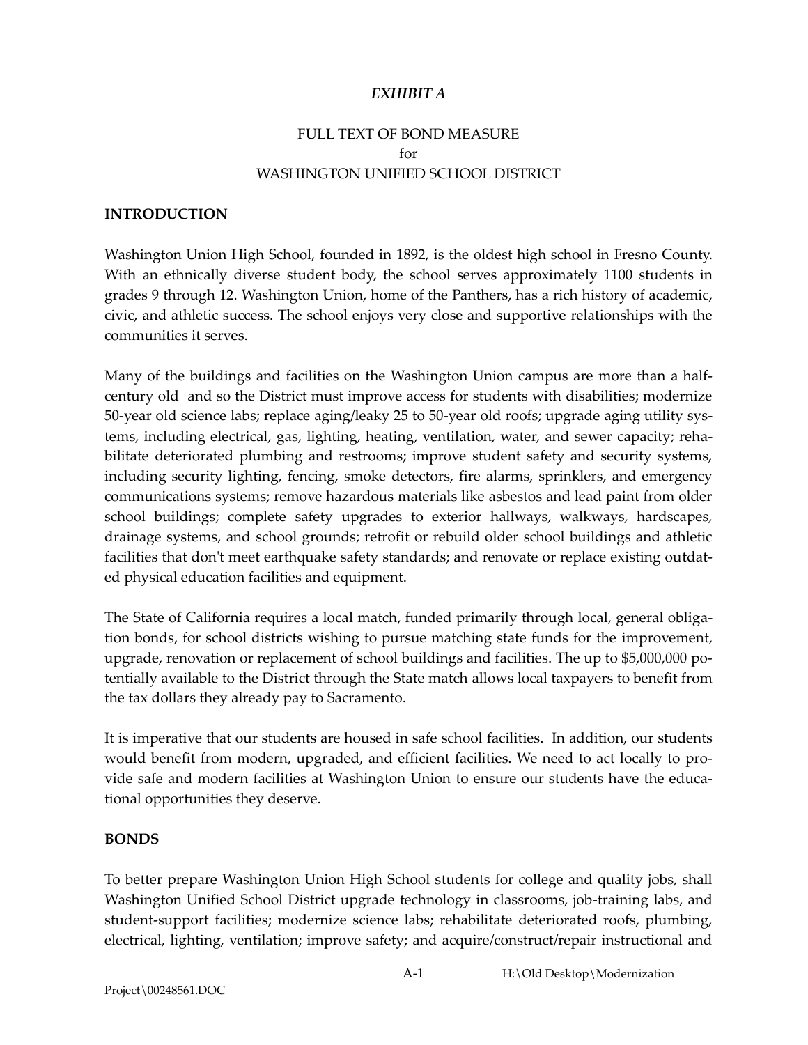*EXHIBIT A*

FULL TEXT OF BOND MEASURE
for
WASHINGTON UNIFIED SCHOOL DISTRICT

**INTRODUCTION**

Washington Union High School, founded in 1892, is the oldest high school in Fresno County. With an ethnically diverse student body, the school serves approximately 1100 students in grades 9 through 12. Washington Union, home of the Panthers, has a rich history of academic, civic, and athletic success. The school enjoys very close and supportive relationships with the communities it serves.

Many of the buildings and facilities on the Washington Union campus are more than a half-century old and so the District must improve access for students with disabilities; modernize 50-year old science labs; replace aging/leaky 25 to 50-year old roofs; upgrade aging utility systems, including electrical, gas, lighting, heating, ventilation, water, and sewer capacity; rehabilitate deteriorated plumbing and restrooms; improve student safety and security systems, including security lighting, fencing, smoke detectors, fire alarms, sprinklers, and emergency communications systems; remove hazardous materials like asbestos and lead paint from older school buildings; complete safety upgrades to exterior hallways, walkways, hardscapes, drainage systems, and school grounds; retrofit or rebuild older school buildings and athletic facilities that don't meet earthquake safety standards; and renovate or replace existing outdated physical education facilities and equipment.

The State of California requires a local match, funded primarily through local, general obligation bonds, for school districts wishing to pursue matching state funds for the improvement, upgrade, renovation or replacement of school buildings and facilities. The up to $5,000,000 potentially available to the District through the State match allows local taxpayers to benefit from the tax dollars they already pay to Sacramento.

It is imperative that our students are housed in safe school facilities. In addition, our students would benefit from modern, upgraded, and efficient facilities. We need to act locally to provide safe and modern facilities at Washington Union to ensure our students have the educational opportunities they deserve.

**BONDS**

To better prepare Washington Union High School students for college and quality jobs, shall Washington Unified School District upgrade technology in classrooms, job-training labs, and student-support facilities; modernize science labs; rehabilitate deteriorated roofs, plumbing, electrical, lighting, ventilation; improve safety; and acquire/construct/repair instructional and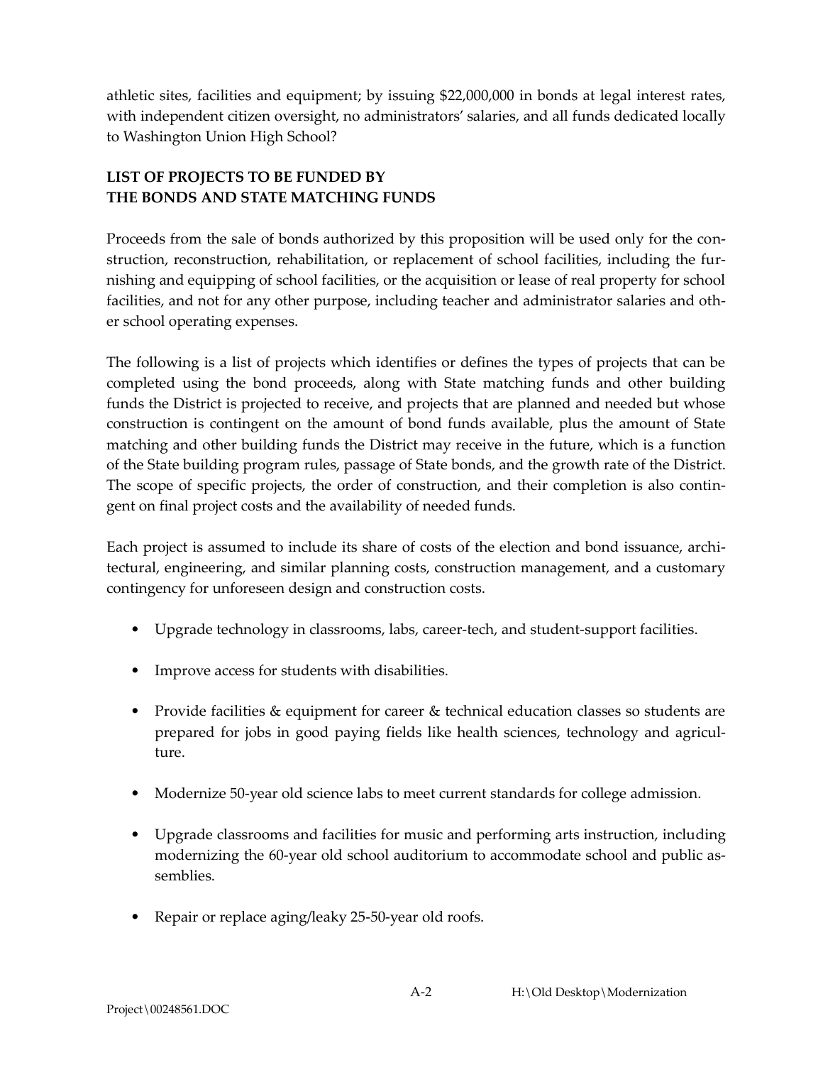athletic sites, facilities and equipment; by issuing $22,000,000 in bonds at legal interest rates, with independent citizen oversight, no administrators' salaries, and all funds dedicated locally to Washington Union High School?

**LIST OF PROJECTS TO BE FUNDED BY THE BONDS AND STATE MATCHING FUNDS**

Proceeds from the sale of bonds authorized by this proposition will be used only for the construction, reconstruction, rehabilitation, or replacement of school facilities, including the furnishing and equipping of school facilities, or the acquisition or lease of real property for school facilities, and not for any other purpose, including teacher and administrator salaries and other school operating expenses.

The following is a list of projects which identifies or defines the types of projects that can be completed using the bond proceeds, along with State matching funds and other building funds the District is projected to receive, and projects that are planned and needed but whose construction is contingent on the amount of bond funds available, plus the amount of State matching and other building funds the District may receive in the future, which is a function of the State building program rules, passage of State bonds, and the growth rate of the District. The scope of specific projects, the order of construction, and their completion is also contingent on final project costs and the availability of needed funds.

Each project is assumed to include its share of costs of the election and bond issuance, architectural, engineering, and similar planning costs, construction management, and a customary contingency for unforeseen design and construction costs.

- Upgrade technology in classrooms, labs, career-tech, and student-support facilities.
- Improve access for students with disabilities.
- Provide facilities & equipment for career & technical education classes so students are prepared for jobs in good paying fields like health sciences, technology and agriculture.
- Modernize 50-year old science labs to meet current standards for college admission.
- Upgrade classrooms and facilities for music and performing arts instruction, including modernizing the 60-year old school auditorium to accommodate school and public assemblies.
- Repair or replace aging/leaky 25-50-year old roofs.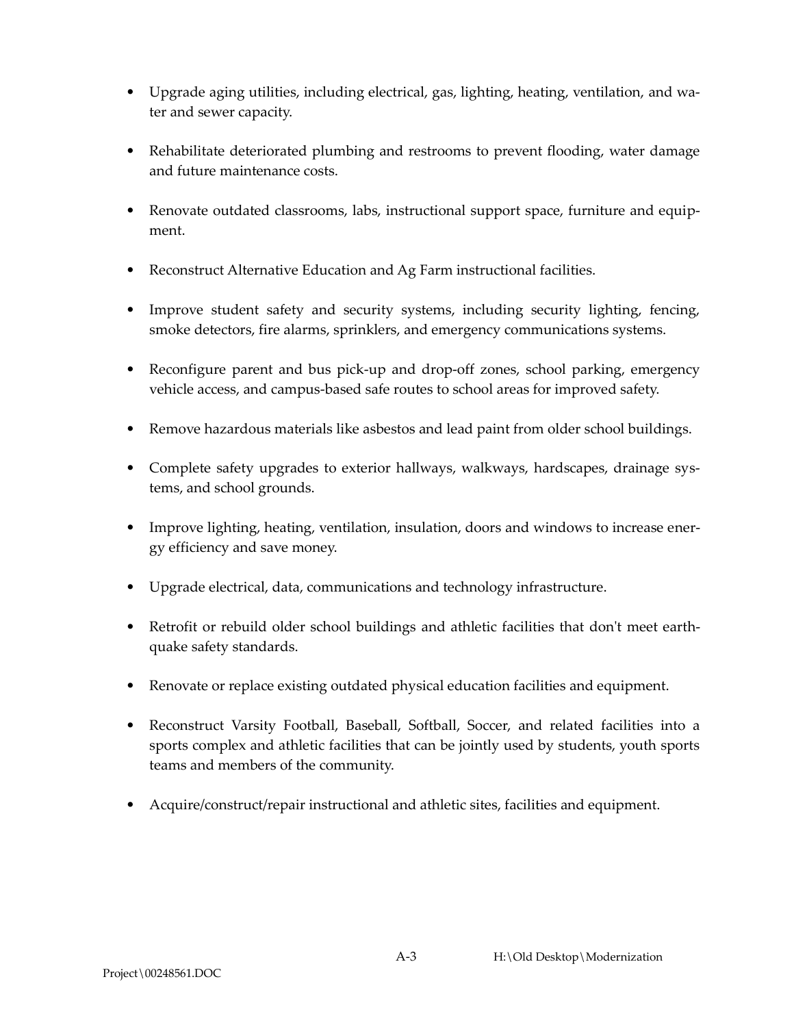- Upgrade aging utilities, including electrical, gas, lighting, heating, ventilation, and water and sewer capacity.
- Rehabilitate deteriorated plumbing and restrooms to prevent flooding, water damage and future maintenance costs.
- Renovate outdated classrooms, labs, instructional support space, furniture and equipment.
- Reconstruct Alternative Education and Ag Farm instructional facilities.
- Improve student safety and security systems, including security lighting, fencing, smoke detectors, fire alarms, sprinklers, and emergency communications systems.
- Reconfigure parent and bus pick-up and drop-off zones, school parking, emergency vehicle access, and campus-based safe routes to school areas for improved safety.
- Remove hazardous materials like asbestos and lead paint from older school buildings.
- Complete safety upgrades to exterior hallways, walkways, hardscapes, drainage systems, and school grounds.
- Improve lighting, heating, ventilation, insulation, doors and windows to increase energy efficiency and save money.
- Upgrade electrical, data, communications and technology infrastructure.
- Retrofit or rebuild older school buildings and athletic facilities that don't meet earthquake safety standards.
- Renovate or replace existing outdated physical education facilities and equipment.
- Reconstruct Varsity Football, Baseball, Softball, Soccer, and related facilities into a sports complex and athletic facilities that can be jointly used by students, youth sports teams and members of the community.
- Acquire/construct/repair instructional and athletic sites, facilities and equipment.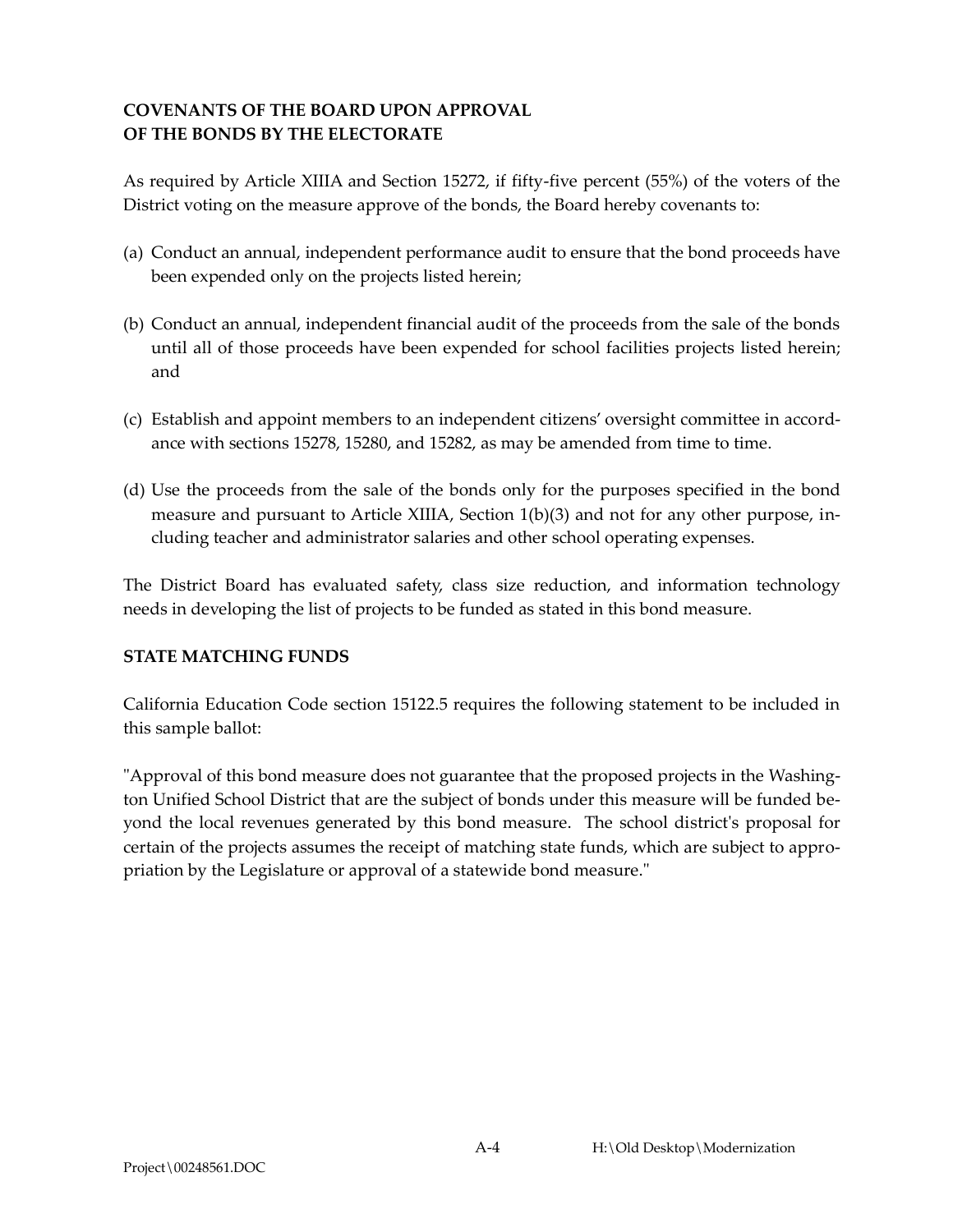**COVENANTS OF THE BOARD UPON APPROVAL OF THE BONDS BY THE ELECTORATE**

As required by Article XIIIA and Section 15272, if fifty-five percent (55%) of the voters of the District voting on the measure approve of the bonds, the Board hereby covenants to:

(a) Conduct an annual, independent performance audit to ensure that the bond proceeds have been expended only on the projects listed herein;

(b) Conduct an annual, independent financial audit of the proceeds from the sale of the bonds until all of those proceeds have been expended for school facilities projects listed herein; and

(c) Establish and appoint members to an independent citizens' oversight committee in accordance with sections 15278, 15280, and 15282, as may be amended from time to time.

(d) Use the proceeds from the sale of the bonds only for the purposes specified in the bond measure and pursuant to Article XIIIA, Section 1(b)(3) and not for any other purpose, including teacher and administrator salaries and other school operating expenses.

The District Board has evaluated safety, class size reduction, and information technology needs in developing the list of projects to be funded as stated in this bond measure.

**STATE MATCHING FUNDS**

California Education Code section 15122.5 requires the following statement to be included in this sample ballot:

"Approval of this bond measure does not guarantee that the proposed projects in the Washington Unified School District that are the subject of bonds under this measure will be funded beyond the local revenues generated by this bond measure. The school district's proposal for certain of the projects assumes the receipt of matching state funds, which are subject to appropriation by the Legislature or approval of a statewide bond measure."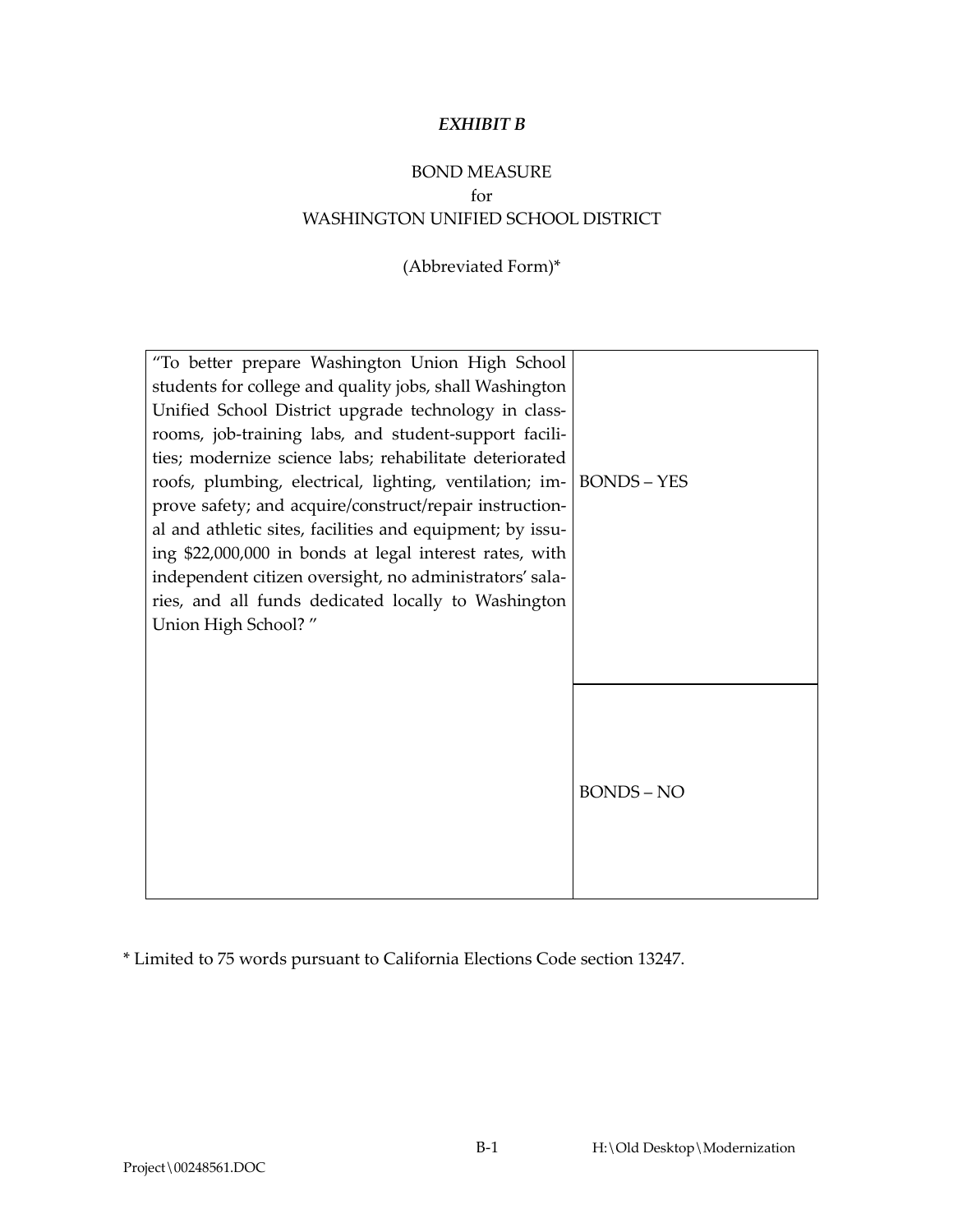***EXHIBIT B***

BOND MEASURE
for
WASHINGTON UNIFIED SCHOOL DISTRICT

(Abbreviated Form)*

| | |
|---|---|
| "To better prepare Washington Union High School students for college and quality jobs, shall Washington Unified School District upgrade technology in classrooms, job-training labs, and student-support facilities; modernize science labs; rehabilitate deteriorated roofs, plumbing, electrical, lighting, ventilation; improve safety; and acquire/construct/repair instructional and athletic sites, facilities and equipment; by issuing $22,000,000 in bonds at legal interest rates, with independent citizen oversight, no administrators' salaries, and all funds dedicated locally to Washington Union High School? " | BONDS – YES |
| | BONDS – NO |

* Limited to 75 words pursuant to California Elections Code section 13247.

H:\Old Desktop\Modernization Project\00248561.DOC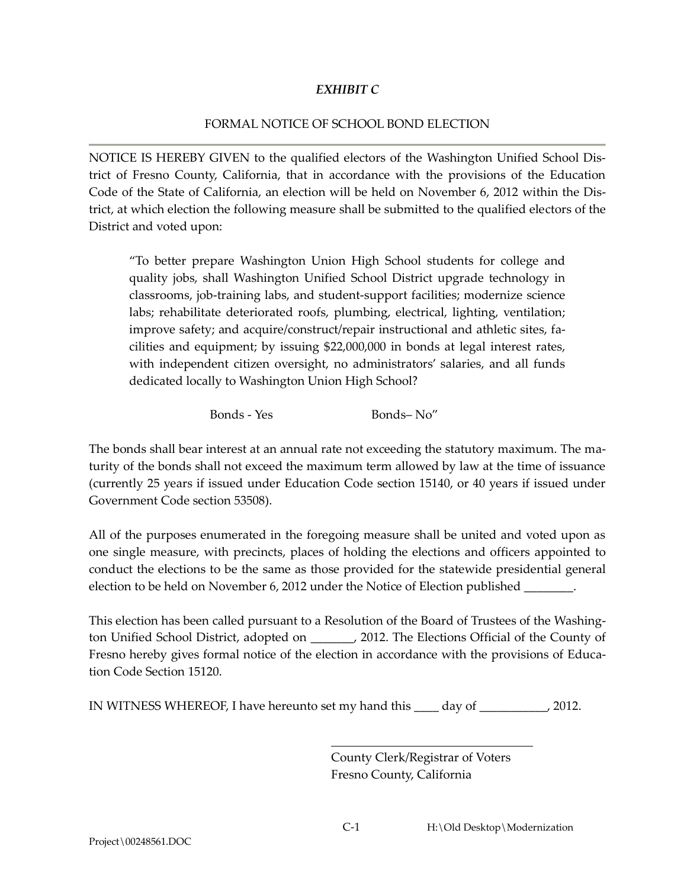***EXHIBIT C***

FORMAL NOTICE OF SCHOOL BOND ELECTION

NOTICE IS HEREBY GIVEN to the qualified electors of the Washington Unified School District of Fresno County, California, that in accordance with the provisions of the Education Code of the State of California, an election will be held on November 6, 2012 within the District, at which election the following measure shall be submitted to the qualified electors of the District and voted upon:

> "To better prepare Washington Union High School students for college and quality jobs, shall Washington Unified School District upgrade technology in classrooms, job-training labs, and student-support facilities; modernize science labs; rehabilitate deteriorated roofs, plumbing, electrical, lighting, ventilation; improve safety; and acquire/construct/repair instructional and athletic sites, facilities and equipment; by issuing $22,000,000 in bonds at legal interest rates, with independent citizen oversight, no administrators' salaries, and all funds dedicated locally to Washington Union High School?
>
> Bonds - Yes          Bonds– No"

The bonds shall bear interest at an annual rate not exceeding the statutory maximum. The maturity of the bonds shall not exceed the maximum term allowed by law at the time of issuance (currently 25 years if issued under Education Code section 15140, or 40 years if issued under Government Code section 53508).

All of the purposes enumerated in the foregoing measure shall be united and voted upon as one single measure, with precincts, places of holding the elections and officers appointed to conduct the elections to be the same as those provided for the statewide presidential general election to be held on November 6, 2012 under the Notice of Election published ________.

This election has been called pursuant to a Resolution of the Board of Trustees of the Washington Unified School District, adopted on _______, 2012. The Elections Official of the County of Fresno hereby gives formal notice of the election in accordance with the provisions of Education Code Section 15120.

IN WITNESS WHEREOF, I have hereunto set my hand this ____ day of ___________, 2012.

\_\_\_\_\_\_\_\_\_\_\_\_\_\_\_\_\_\_\_\_\_\_\_\_\_\_\_\_\_\_\_\_\_\_

County Clerk/Registrar of Voters
Fresno County, California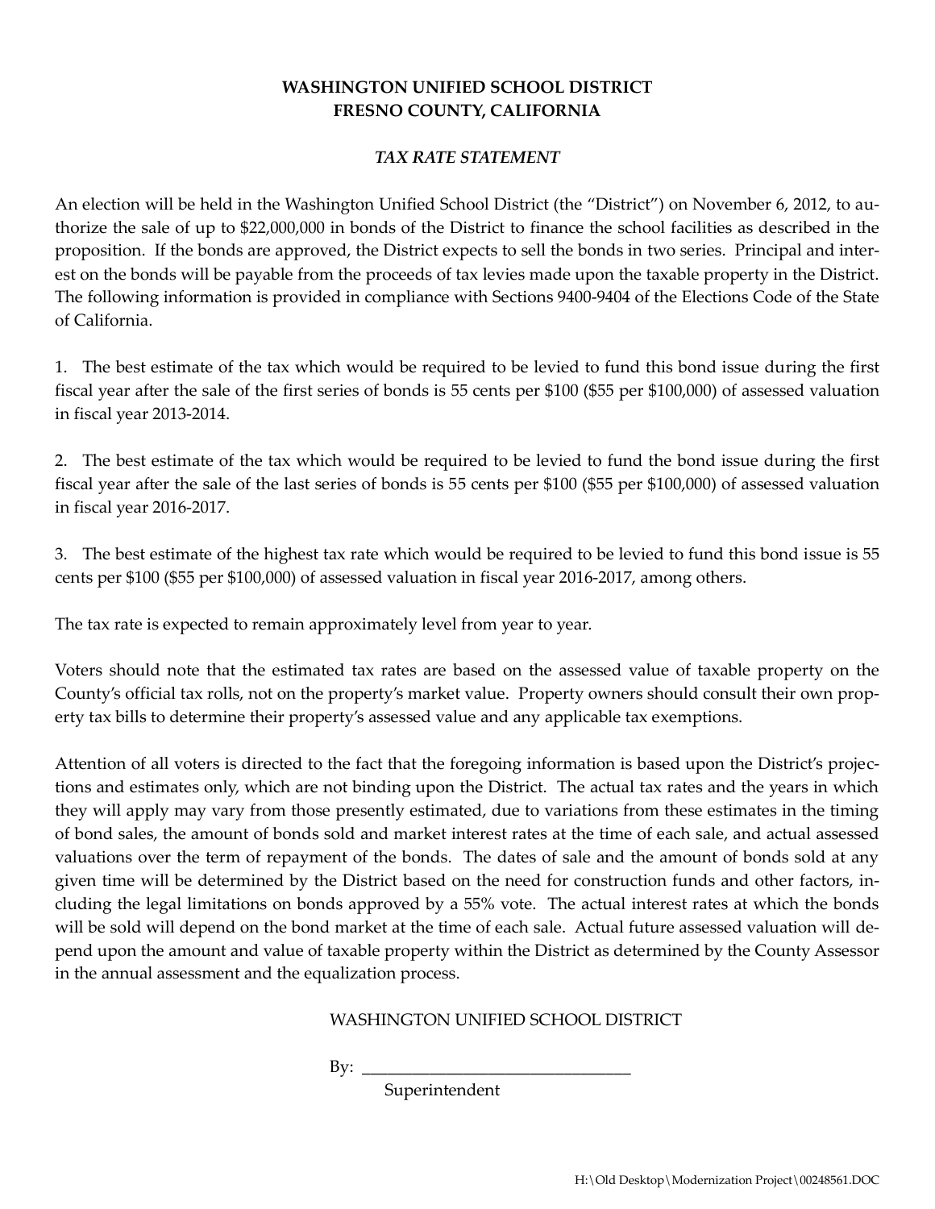**WASHINGTON UNIFIED SCHOOL DISTRICT**
**FRESNO COUNTY, CALIFORNIA**

***TAX RATE STATEMENT***

An election will be held in the Washington Unified School District (the "District") on November 6, 2012, to authorize the sale of up to $22,000,000 in bonds of the District to finance the school facilities as described in the proposition. If the bonds are approved, the District expects to sell the bonds in two series. Principal and interest on the bonds will be payable from the proceeds of tax levies made upon the taxable property in the District. The following information is provided in compliance with Sections 9400-9404 of the Elections Code of the State of California.

1. The best estimate of the tax which would be required to be levied to fund this bond issue during the first fiscal year after the sale of the first series of bonds is 55 cents per $100 ($55 per $100,000) of assessed valuation in fiscal year 2013-2014.

2. The best estimate of the tax which would be required to be levied to fund the bond issue during the first fiscal year after the sale of the last series of bonds is 55 cents per $100 ($55 per $100,000) of assessed valuation in fiscal year 2016-2017.

3. The best estimate of the highest tax rate which would be required to be levied to fund this bond issue is 55 cents per $100 ($55 per $100,000) of assessed valuation in fiscal year 2016-2017, among others.

The tax rate is expected to remain approximately level from year to year.

Voters should note that the estimated tax rates are based on the assessed value of taxable property on the County's official tax rolls, not on the property's market value. Property owners should consult their own property tax bills to determine their property's assessed value and any applicable tax exemptions.

Attention of all voters is directed to the fact that the foregoing information is based upon the District's projections and estimates only, which are not binding upon the District. The actual tax rates and the years in which they will apply may vary from those presently estimated, due to variations from these estimates in the timing of bond sales, the amount of bonds sold and market interest rates at the time of each sale, and actual assessed valuations over the term of repayment of the bonds. The dates of sale and the amount of bonds sold at any given time will be determined by the District based on the need for construction funds and other factors, including the legal limitations on bonds approved by a 55% vote. The actual interest rates at which the bonds will be sold will depend on the bond market at the time of each sale. Actual future assessed valuation will depend upon the amount and value of taxable property within the District as determined by the County Assessor in the annual assessment and the equalization process.

WASHINGTON UNIFIED SCHOOL DISTRICT

By: ________________________________

Superintendent

H:\Old Desktop\Modernization Project\00248561.DOC